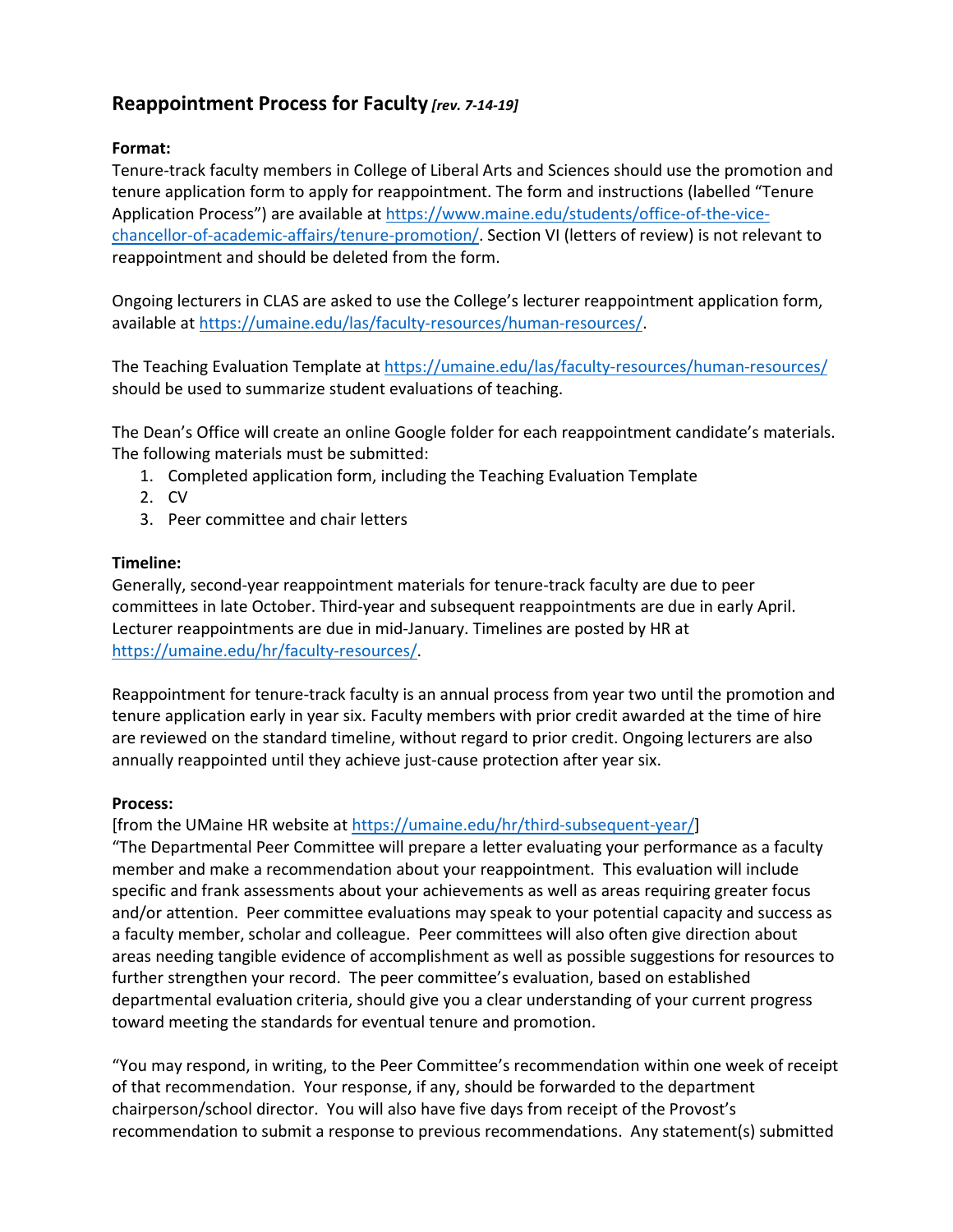## Reappointment Process for Faculty *[rev. 7-14-19]*

**Format:**

Tenure-track faculty members in College of Liberal Arts and Sciences should use the promotion and tenure application form to apply for reappointment. The form and instructions (labelled "Tenure Application Process") are available at https://www.maine.edu/students/office-of-the-vice-chancellor-of-academic-affairs/tenure-promotion/. Section VI (letters of review) is not relevant to reappointment and should be deleted from the form.

Ongoing lecturers in CLAS are asked to use the College's lecturer reappointment application form, available at https://umaine.edu/las/faculty-resources/human-resources/.

The Teaching Evaluation Template at https://umaine.edu/las/faculty-resources/human-resources/ should be used to summarize student evaluations of teaching.

The Dean's Office will create an online Google folder for each reappointment candidate's materials. The following materials must be submitted:

1. Completed application form, including the Teaching Evaluation Template
2. CV
3. Peer committee and chair letters

**Timeline:**

Generally, second-year reappointment materials for tenure-track faculty are due to peer committees in late October. Third-year and subsequent reappointments are due in early April. Lecturer reappointments are due in mid-January. Timelines are posted by HR at https://umaine.edu/hr/faculty-resources/.

Reappointment for tenure-track faculty is an annual process from year two until the promotion and tenure application early in year six. Faculty members with prior credit awarded at the time of hire are reviewed on the standard timeline, without regard to prior credit. Ongoing lecturers are also annually reappointed until they achieve just-cause protection after year six.

**Process:**

[from the UMaine HR website at https://umaine.edu/hr/third-subsequent-year/]

"The Departmental Peer Committee will prepare a letter evaluating your performance as a faculty member and make a recommendation about your reappointment. This evaluation will include specific and frank assessments about your achievements as well as areas requiring greater focus and/or attention. Peer committee evaluations may speak to your potential capacity and success as a faculty member, scholar and colleague. Peer committees will also often give direction about areas needing tangible evidence of accomplishment as well as possible suggestions for resources to further strengthen your record. The peer committee's evaluation, based on established departmental evaluation criteria, should give you a clear understanding of your current progress toward meeting the standards for eventual tenure and promotion.

"You may respond, in writing, to the Peer Committee's recommendation within one week of receipt of that recommendation. Your response, if any, should be forwarded to the department chairperson/school director. You will also have five days from receipt of the Provost's recommendation to submit a response to previous recommendations. Any statement(s) submitted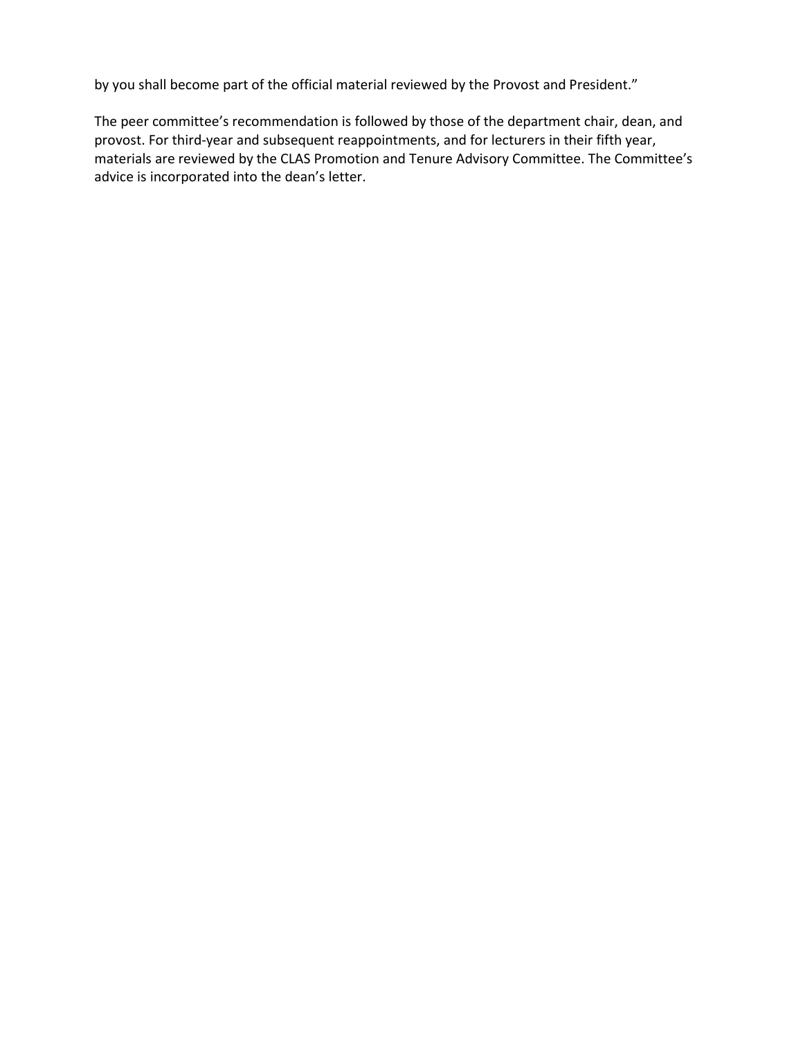by you shall become part of the official material reviewed by the Provost and President."

The peer committee's recommendation is followed by those of the department chair, dean, and provost. For third-year and subsequent reappointments, and for lecturers in their fifth year, materials are reviewed by the CLAS Promotion and Tenure Advisory Committee. The Committee's advice is incorporated into the dean's letter.